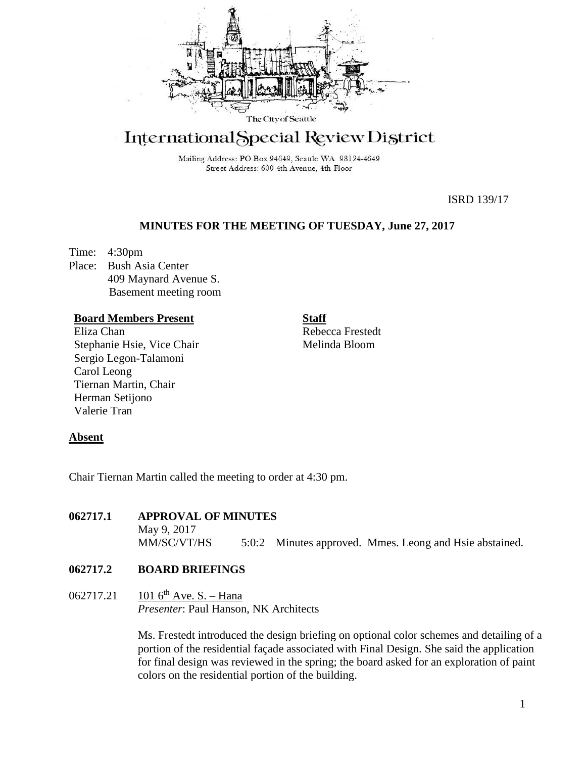The City of Seattle

# International Special Review District

Mailing Address: PO Box 94649, Seattle WA 98124-4649
Street Address: 600 4th Avenue, 4th Floor

ISRD 139/17

## MINUTES FOR THE MEETING OF TUESDAY, June 27, 2017

Time: 4:30pm
Place: Bush Asia Center
409 Maynard Avenue S.
Basement meeting room

**Board Members Present**
Eliza Chan
Stephanie Hsie, Vice Chair
Sergio Legon-Talamoni
Carol Leong
Tiernan Martin, Chair
Herman Setijono
Valerie Tran

**Staff**
Rebecca Frestedt
Melinda Bloom

**Absent**

Chair Tiernan Martin called the meeting to order at 4:30 pm.

**062717.1 APPROVAL OF MINUTES**

May 9, 2017
MM/SC/VT/HS 5:0:2 Minutes approved. Mmes. Leong and Hsie abstained.

**062717.2 BOARD BRIEFINGS**

062717.21 101 6th Ave. S. – Hana
*Presenter*: Paul Hanson, NK Architects

Ms. Frestedt introduced the design briefing on optional color schemes and detailing of a portion of the residential façade associated with Final Design. She said the application for final design was reviewed in the spring; the board asked for an exploration of paint colors on the residential portion of the building.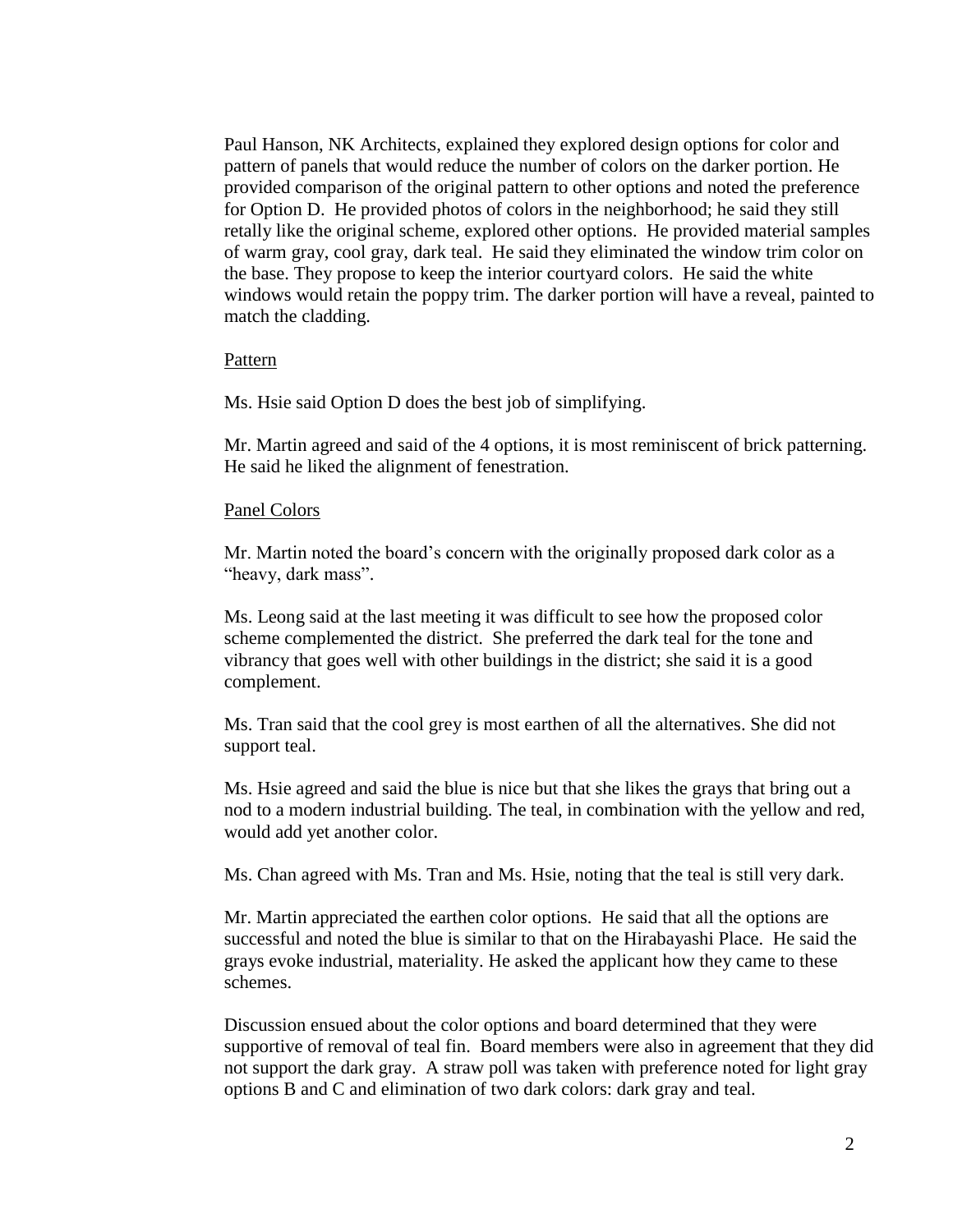Paul Hanson, NK Architects, explained they explored design options for color and pattern of panels that would reduce the number of colors on the darker portion. He provided comparison of the original pattern to other options and noted the preference for Option D. He provided photos of colors in the neighborhood; he said they still retally like the original scheme, explored other options. He provided material samples of warm gray, cool gray, dark teal. He said they eliminated the window trim color on the base. They propose to keep the interior courtyard colors. He said the white windows would retain the poppy trim. The darker portion will have a reveal, painted to match the cladding.

Pattern

Ms. Hsie said Option D does the best job of simplifying.

Mr. Martin agreed and said of the 4 options, it is most reminiscent of brick patterning. He said he liked the alignment of fenestration.

Panel Colors

Mr. Martin noted the board's concern with the originally proposed dark color as a "heavy, dark mass".

Ms. Leong said at the last meeting it was difficult to see how the proposed color scheme complemented the district. She preferred the dark teal for the tone and vibrancy that goes well with other buildings in the district; she said it is a good complement.

Ms. Tran said that the cool grey is most earthen of all the alternatives. She did not support teal.

Ms. Hsie agreed and said the blue is nice but that she likes the grays that bring out a nod to a modern industrial building. The teal, in combination with the yellow and red, would add yet another color.

Ms. Chan agreed with Ms. Tran and Ms. Hsie, noting that the teal is still very dark.

Mr. Martin appreciated the earthen color options. He said that all the options are successful and noted the blue is similar to that on the Hirabayashi Place. He said the grays evoke industrial, materiality. He asked the applicant how they came to these schemes.

Discussion ensued about the color options and board determined that they were supportive of removal of teal fin. Board members were also in agreement that they did not support the dark gray. A straw poll was taken with preference noted for light gray options B and C and elimination of two dark colors: dark gray and teal.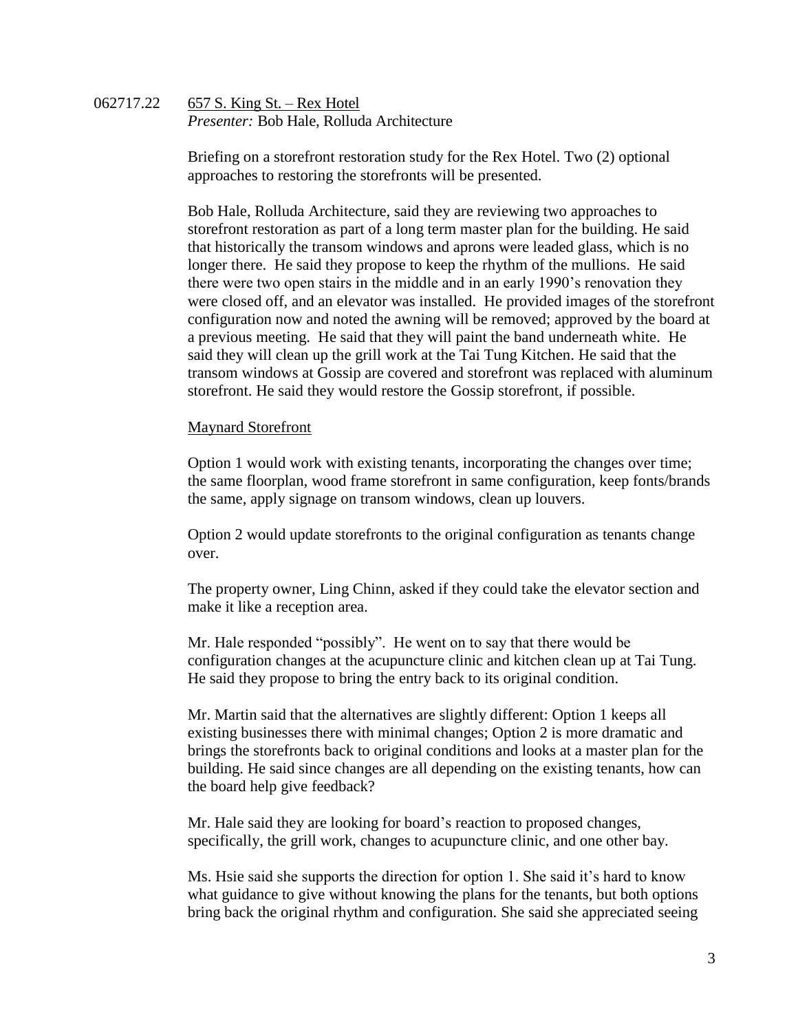062717.22 <u>657 S. King St. – Rex Hotel</u>
*Presenter:* Bob Hale, Rolluda Architecture

Briefing on a storefront restoration study for the Rex Hotel. Two (2) optional approaches to restoring the storefronts will be presented.

Bob Hale, Rolluda Architecture, said they are reviewing two approaches to storefront restoration as part of a long term master plan for the building. He said that historically the transom windows and aprons were leaded glass, which is no longer there. He said they propose to keep the rhythm of the mullions. He said there were two open stairs in the middle and in an early 1990's renovation they were closed off, and an elevator was installed. He provided images of the storefront configuration now and noted the awning will be removed; approved by the board at a previous meeting. He said that they will paint the band underneath white. He said they will clean up the grill work at the Tai Tung Kitchen. He said that the transom windows at Gossip are covered and storefront was replaced with aluminum storefront. He said they would restore the Gossip storefront, if possible.

<u>Maynard Storefront</u>

Option 1 would work with existing tenants, incorporating the changes over time; the same floorplan, wood frame storefront in same configuration, keep fonts/brands the same, apply signage on transom windows, clean up louvers.

Option 2 would update storefronts to the original configuration as tenants change over.

The property owner, Ling Chinn, asked if they could take the elevator section and make it like a reception area.

Mr. Hale responded "possibly". He went on to say that there would be configuration changes at the acupuncture clinic and kitchen clean up at Tai Tung. He said they propose to bring the entry back to its original condition.

Mr. Martin said that the alternatives are slightly different: Option 1 keeps all existing businesses there with minimal changes; Option 2 is more dramatic and brings the storefronts back to original conditions and looks at a master plan for the building. He said since changes are all depending on the existing tenants, how can the board help give feedback?

Mr. Hale said they are looking for board's reaction to proposed changes, specifically, the grill work, changes to acupuncture clinic, and one other bay.

Ms. Hsie said she supports the direction for option 1. She said it's hard to know what guidance to give without knowing the plans for the tenants, but both options bring back the original rhythm and configuration. She said she appreciated seeing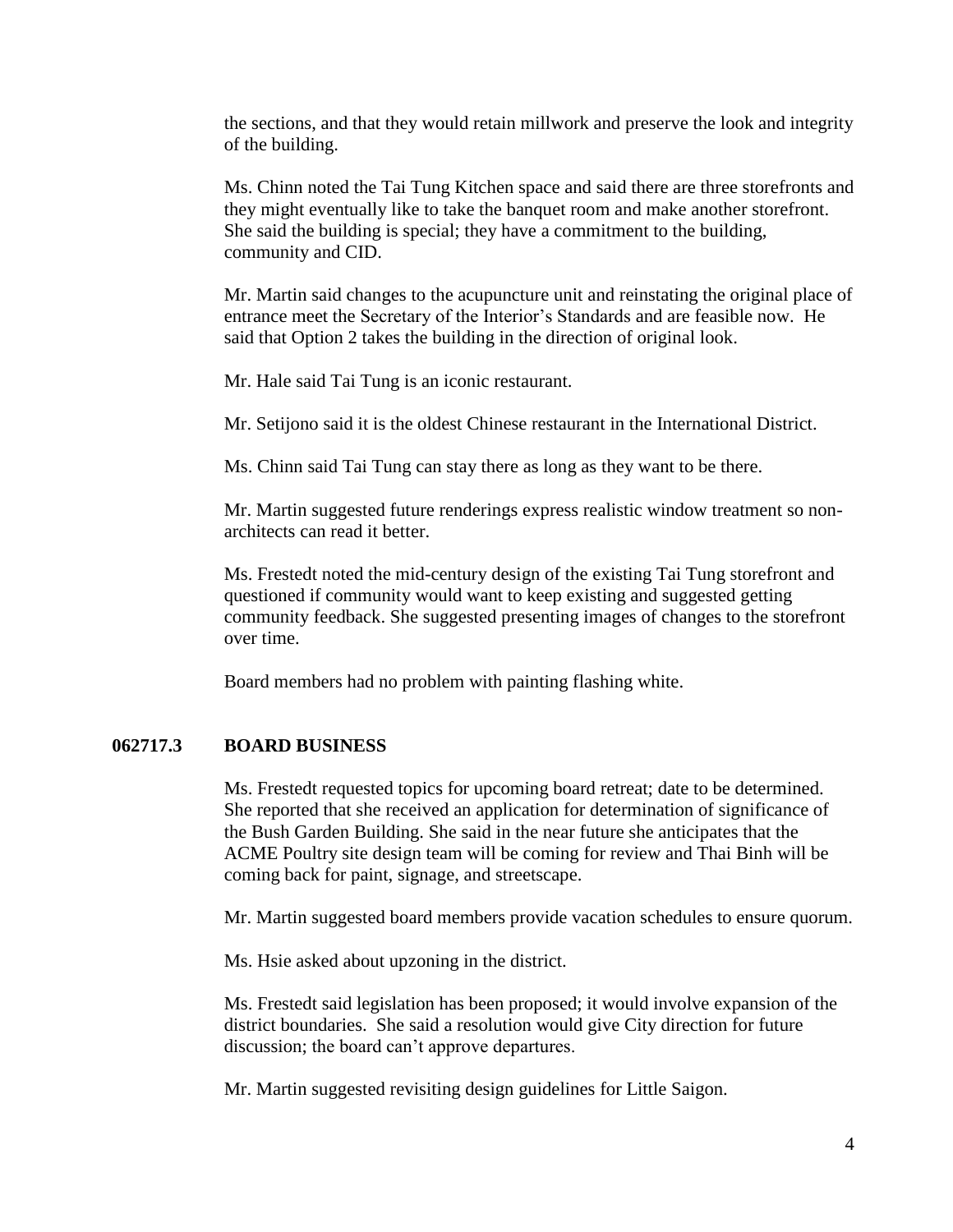the sections, and that they would retain millwork and preserve the look and integrity of the building.

Ms. Chinn noted the Tai Tung Kitchen space and said there are three storefronts and they might eventually like to take the banquet room and make another storefront. She said the building is special; they have a commitment to the building, community and CID.

Mr. Martin said changes to the acupuncture unit and reinstating the original place of entrance meet the Secretary of the Interior's Standards and are feasible now. He said that Option 2 takes the building in the direction of original look.

Mr. Hale said Tai Tung is an iconic restaurant.

Mr. Setijono said it is the oldest Chinese restaurant in the International District.

Ms. Chinn said Tai Tung can stay there as long as they want to be there.

Mr. Martin suggested future renderings express realistic window treatment so non-architects can read it better.

Ms. Frestedt noted the mid-century design of the existing Tai Tung storefront and questioned if community would want to keep existing and suggested getting community feedback. She suggested presenting images of changes to the storefront over time.

Board members had no problem with painting flashing white.

## 062717.3 BOARD BUSINESS

Ms. Frestedt requested topics for upcoming board retreat; date to be determined. She reported that she received an application for determination of significance of the Bush Garden Building. She said in the near future she anticipates that the ACME Poultry site design team will be coming for review and Thai Binh will be coming back for paint, signage, and streetscape.

Mr. Martin suggested board members provide vacation schedules to ensure quorum.

Ms. Hsie asked about upzoning in the district.

Ms. Frestedt said legislation has been proposed; it would involve expansion of the district boundaries. She said a resolution would give City direction for future discussion; the board can't approve departures.

Mr. Martin suggested revisiting design guidelines for Little Saigon.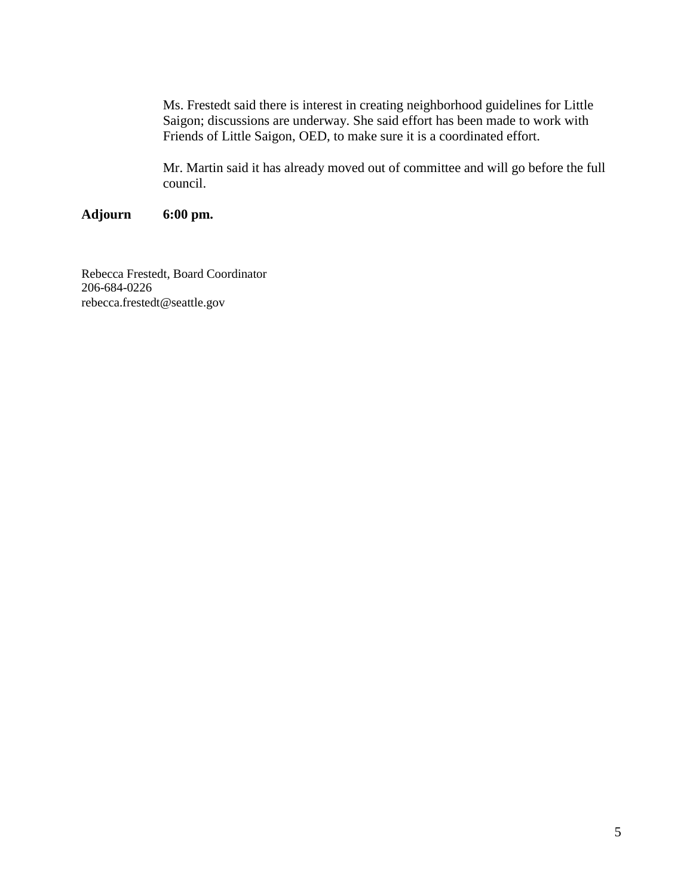Ms. Frestedt said there is interest in creating neighborhood guidelines for Little Saigon; discussions are underway. She said effort has been made to work with Friends of Little Saigon, OED, to make sure it is a coordinated effort.

Mr. Martin said it has already moved out of committee and will go before the full council.

**Adjourn 6:00 pm.**

Rebecca Frestedt, Board Coordinator
206-684-0226
rebecca.frestedt@seattle.gov